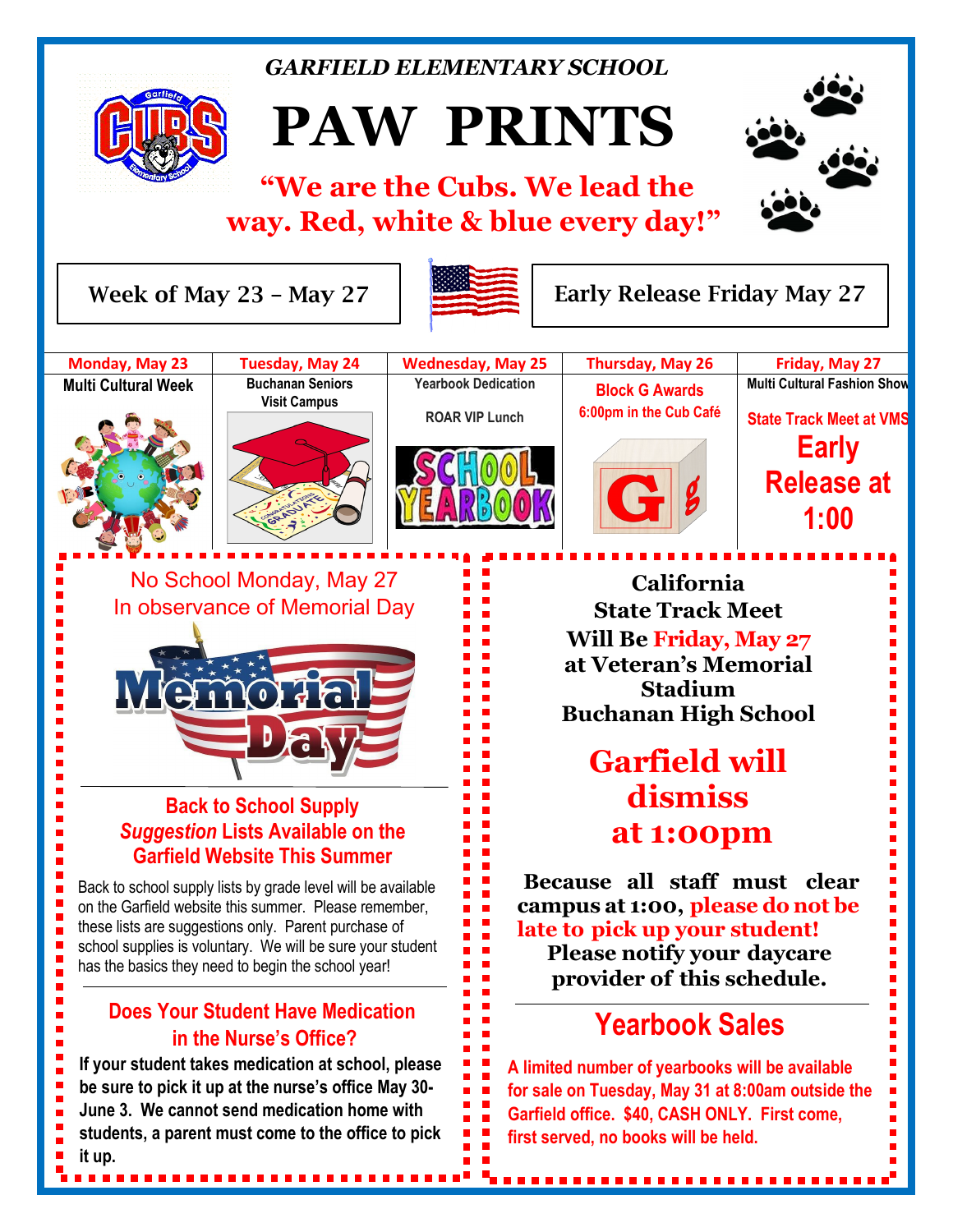*GARFIELD ELEMENTARY SCHOOL*

# PAW PRINTS

**"We are the Cubs. We lead the way. Red, white & blue every day!"**

Week of May 23 – May 27

Early Release Friday May 27

| Monday, May 23 | Tuesday, May 24 | Wednesday, May 25 | Thursday, May 26 | Friday, May 27 |
|---|---|---|---|---|
| Multi Cultural Week | Buchanan Seniors Visit Campus | Yearbook Dedication<br><br>ROAR VIP Lunch | Block G Awards<br>6:00pm in the Cub Café | Multi Cultural Fashion Show<br><br>State Track Meet at VMS<br><br>**Early Release at 1:00** |

No School Monday, May 27
In observance of Memorial Day

## Back to School Supply *Suggestion* Lists Available on the Garfield Website This Summer

Back to school supply lists by grade level will be available on the Garfield website this summer. Please remember, these lists are suggestions only. Parent purchase of school supplies is voluntary. We will be sure your student has the basics they need to begin the school year!

## Does Your Student Have Medication in the Nurse's Office?

**If your student takes medication at school, please be sure to pick it up at the nurse's office May 30-June 3. We cannot send medication home with students, a parent must come to the office to pick it up.**

**California State Track Meet Will Be Friday, May 27 at Veteran's Memorial Stadium Buchanan High School**

## Garfield will dismiss at 1:00pm

**Because all staff must clear campus at 1:00, please do not be late to pick up your student! Please notify your daycare provider of this schedule.**

## Yearbook Sales

**A limited number of yearbooks will be available for sale on Tuesday, May 31 at 8:00am outside the Garfield office. $40, CASH ONLY. First come, first served, no books will be held.**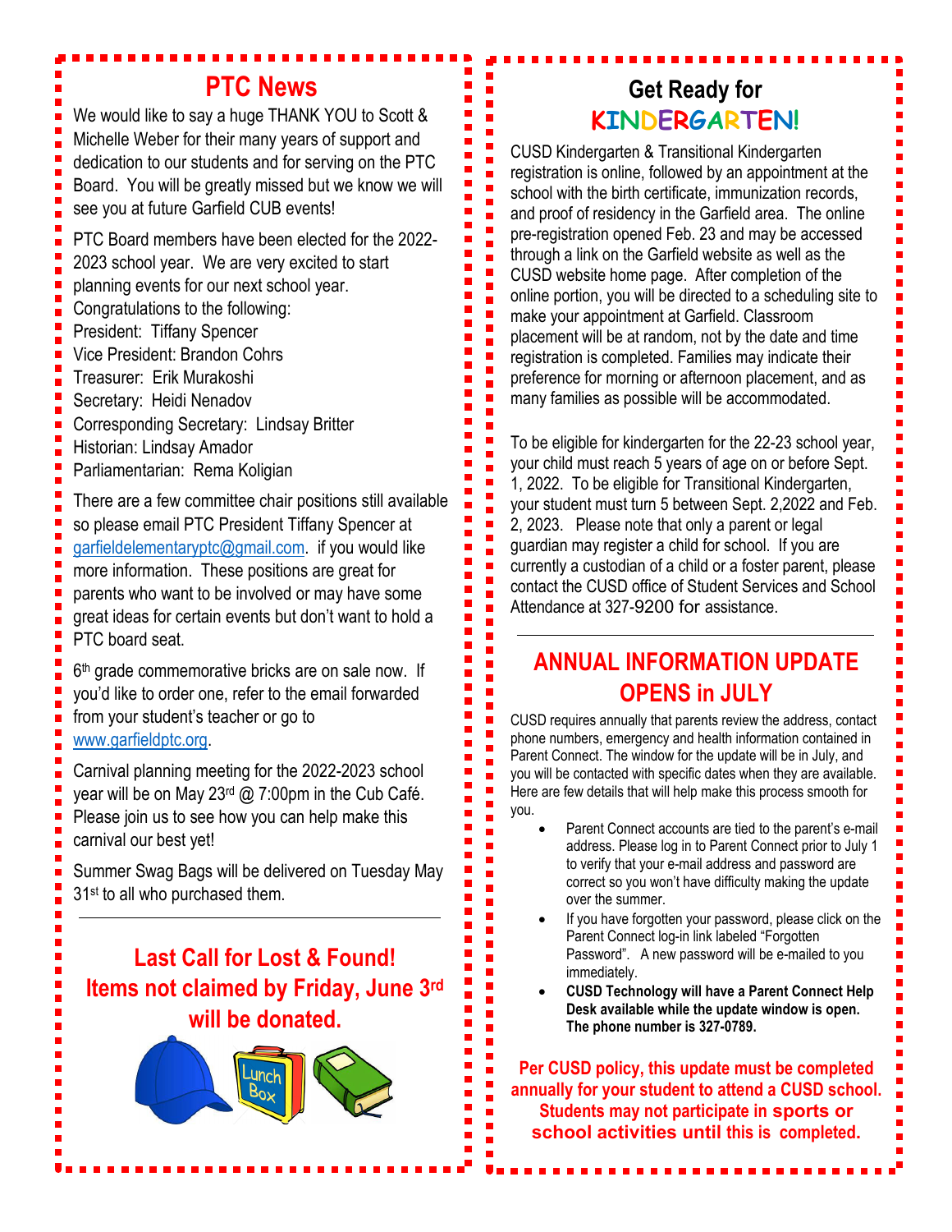## PTC News

We would like to say a huge THANK YOU to Scott & Michelle Weber for their many years of support and dedication to our students and for serving on the PTC Board. You will be greatly missed but we know we will see you at future Garfield CUB events!

PTC Board members have been elected for the 2022-2023 school year. We are very excited to start planning events for our next school year.
Congratulations to the following:
President: Tiffany Spencer
Vice President: Brandon Cohrs
Treasurer: Erik Murakoshi
Secretary: Heidi Nenadov
Corresponding Secretary: Lindsay Britter
Historian: Lindsay Amador
Parliamentarian: Rema Koligian

There are a few committee chair positions still available so please email PTC President Tiffany Spencer at garfieldelementaryptc@gmail.com. if you would like more information. These positions are great for parents who want to be involved or may have some great ideas for certain events but don't want to hold a PTC board seat.

6th grade commemorative bricks are on sale now. If you'd like to order one, refer to the email forwarded from your student's teacher or go to www.garfieldptc.org.

Carnival planning meeting for the 2022-2023 school year will be on May 23rd @ 7:00pm in the Cub Café. Please join us to see how you can help make this carnival our best yet!

Summer Swag Bags will be delivered on Tuesday May 31st to all who purchased them.

---

## Last Call for Lost & Found! Items not claimed by Friday, June 3rd will be donated.

## Get Ready for KINDERGARTEN!

CUSD Kindergarten & Transitional Kindergarten registration is online, followed by an appointment at the school with the birth certificate, immunization records, and proof of residency in the Garfield area. The online pre-registration opened Feb. 23 and may be accessed through a link on the Garfield website as well as the CUSD website home page. After completion of the online portion, you will be directed to a scheduling site to make your appointment at Garfield. Classroom placement will be at random, not by the date and time registration is completed. Families may indicate their preference for morning or afternoon placement, and as many families as possible will be accommodated.

To be eligible for kindergarten for the 22-23 school year, your child must reach 5 years of age on or before Sept. 1, 2022. To be eligible for Transitional Kindergarten, your student must turn 5 between Sept. 2,2022 and Feb. 2, 2023. Please note that only a parent or legal guardian may register a child for school. If you are currently a custodian of a child or a foster parent, please contact the CUSD office of Student Services and School Attendance at 327-9200 for assistance.

---

## ANNUAL INFORMATION UPDATE OPENS in JULY

CUSD requires annually that parents review the address, contact phone numbers, emergency and health information contained in Parent Connect. The window for the update will be in July, and you will be contacted with specific dates when they are available. Here are few details that will help make this process smooth for you.

- Parent Connect accounts are tied to the parent's e-mail address. Please log in to Parent Connect prior to July 1 to verify that your e-mail address and password are correct so you won't have difficulty making the update over the summer.
- If you have forgotten your password, please click on the Parent Connect log-in link labeled "Forgotten Password". A new password will be e-mailed to you immediately.
- **CUSD Technology will have a Parent Connect Help Desk available while the update window is open. The phone number is 327-0789.**

**Per CUSD policy, this update must be completed annually for your student to attend a CUSD school. Students may not participate in sports or school activities until this is completed.**